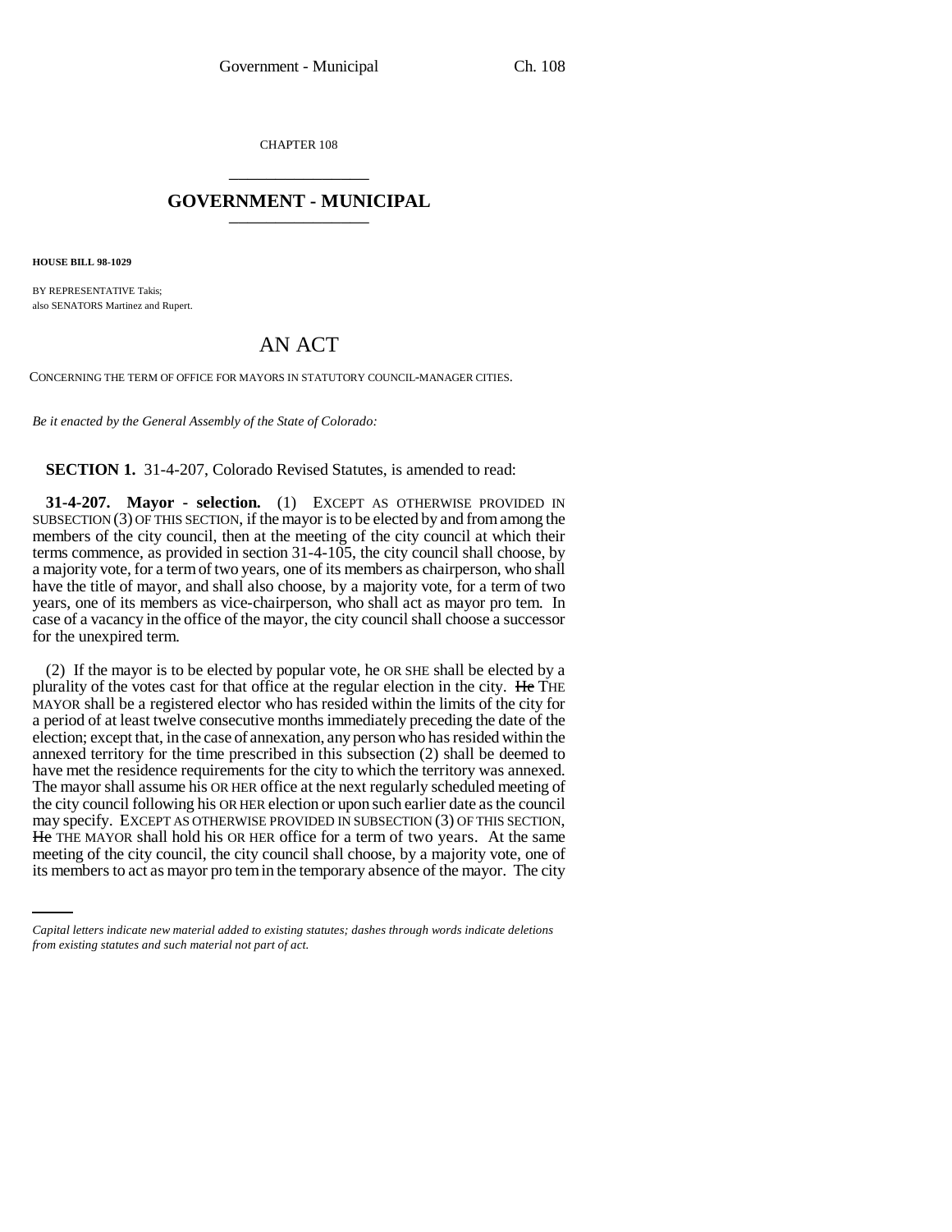CHAPTER 108

# GOVERNMENT - MUNICIPAL

**HOUSE BILL 98-1029**

BY REPRESENTATIVE Takis;
also SENATORS Martinez and Rupert.

## AN ACT

CONCERNING THE TERM OF OFFICE FOR MAYORS IN STATUTORY COUNCIL-MANAGER CITIES.

*Be it enacted by the General Assembly of the State of Colorado:*

**SECTION 1.** 31-4-207, Colorado Revised Statutes, is amended to read:

**31-4-207. Mayor - selection.** (1) EXCEPT AS OTHERWISE PROVIDED IN SUBSECTION (3) OF THIS SECTION, if the mayor is to be elected by and from among the members of the city council, then at the meeting of the city council at which their terms commence, as provided in section 31-4-105, the city council shall choose, by a majority vote, for a term of two years, one of its members as chairperson, who shall have the title of mayor, and shall also choose, by a majority vote, for a term of two years, one of its members as vice-chairperson, who shall act as mayor pro tem. In case of a vacancy in the office of the mayor, the city council shall choose a successor for the unexpired term.

(2) If the mayor is to be elected by popular vote, he OR SHE shall be elected by a plurality of the votes cast for that office at the regular election in the city. ~~He~~ THE MAYOR shall be a registered elector who has resided within the limits of the city for a period of at least twelve consecutive months immediately preceding the date of the election; except that, in the case of annexation, any person who has resided within the annexed territory for the time prescribed in this subsection (2) shall be deemed to have met the residence requirements for the city to which the territory was annexed. The mayor shall assume his OR HER office at the next regularly scheduled meeting of the city council following his OR HER election or upon such earlier date as the council may specify. EXCEPT AS OTHERWISE PROVIDED IN SUBSECTION (3) OF THIS SECTION, ~~He~~ THE MAYOR shall hold his OR HER office for a term of two years. At the same meeting of the city council, the city council shall choose, by a majority vote, one of its members to act as mayor pro tem in the temporary absence of the mayor. The city

*Capital letters indicate new material added to existing statutes; dashes through words indicate deletions from existing statutes and such material not part of act.*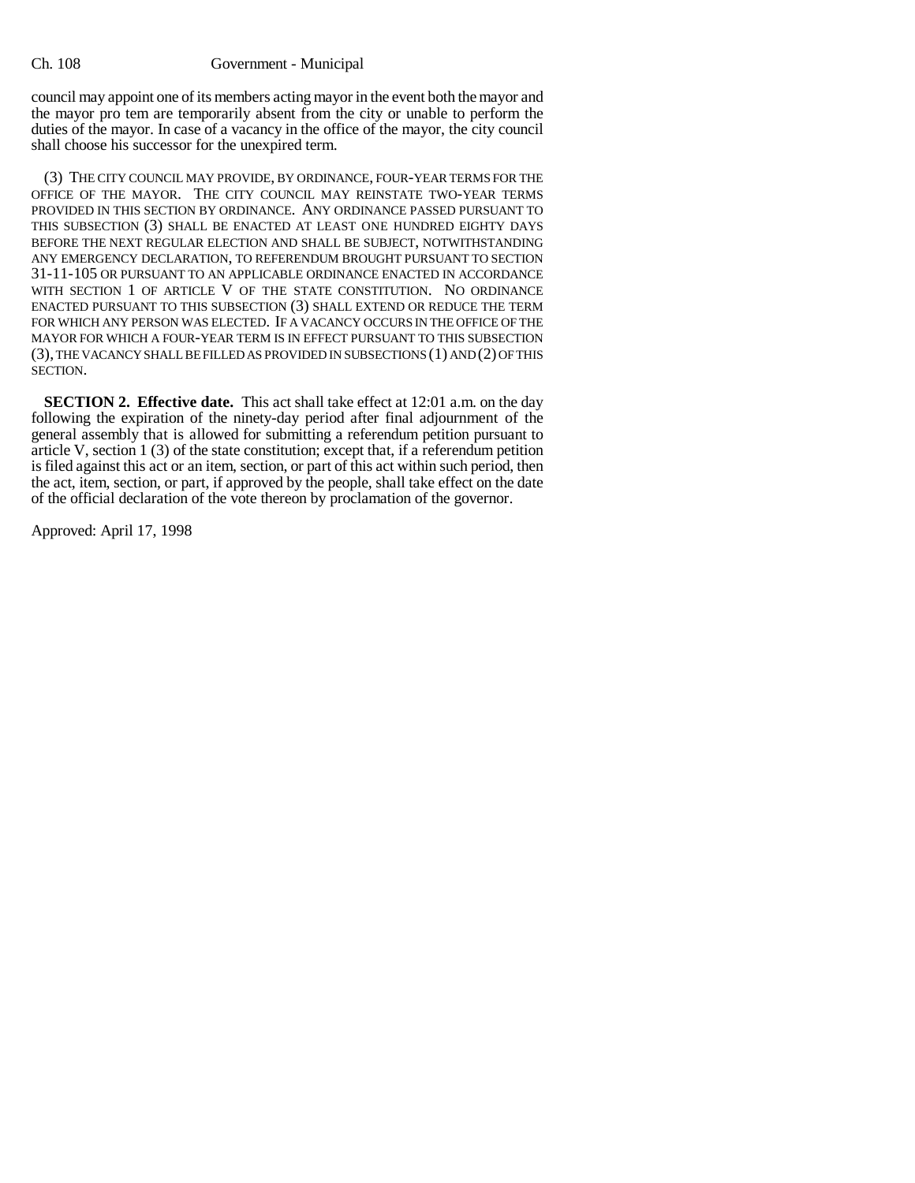council may appoint one of its members acting mayor in the event both the mayor and the mayor pro tem are temporarily absent from the city or unable to perform the duties of the mayor. In case of a vacancy in the office of the mayor, the city council shall choose his successor for the unexpired term.

(3) THE CITY COUNCIL MAY PROVIDE, BY ORDINANCE, FOUR-YEAR TERMS FOR THE OFFICE OF THE MAYOR. THE CITY COUNCIL MAY REINSTATE TWO-YEAR TERMS PROVIDED IN THIS SECTION BY ORDINANCE. ANY ORDINANCE PASSED PURSUANT TO THIS SUBSECTION (3) SHALL BE ENACTED AT LEAST ONE HUNDRED EIGHTY DAYS BEFORE THE NEXT REGULAR ELECTION AND SHALL BE SUBJECT, NOTWITHSTANDING ANY EMERGENCY DECLARATION, TO REFERENDUM BROUGHT PURSUANT TO SECTION 31-11-105 OR PURSUANT TO AN APPLICABLE ORDINANCE ENACTED IN ACCORDANCE WITH SECTION 1 OF ARTICLE V OF THE STATE CONSTITUTION. NO ORDINANCE ENACTED PURSUANT TO THIS SUBSECTION (3) SHALL EXTEND OR REDUCE THE TERM FOR WHICH ANY PERSON WAS ELECTED. IF A VACANCY OCCURS IN THE OFFICE OF THE MAYOR FOR WHICH A FOUR-YEAR TERM IS IN EFFECT PURSUANT TO THIS SUBSECTION (3), THE VACANCY SHALL BE FILLED AS PROVIDED IN SUBSECTIONS (1) AND (2) OF THIS SECTION.

**SECTION 2. Effective date.** This act shall take effect at 12:01 a.m. on the day following the expiration of the ninety-day period after final adjournment of the general assembly that is allowed for submitting a referendum petition pursuant to article V, section 1 (3) of the state constitution; except that, if a referendum petition is filed against this act or an item, section, or part of this act within such period, then the act, item, section, or part, if approved by the people, shall take effect on the date of the official declaration of the vote thereon by proclamation of the governor.

Approved: April 17, 1998